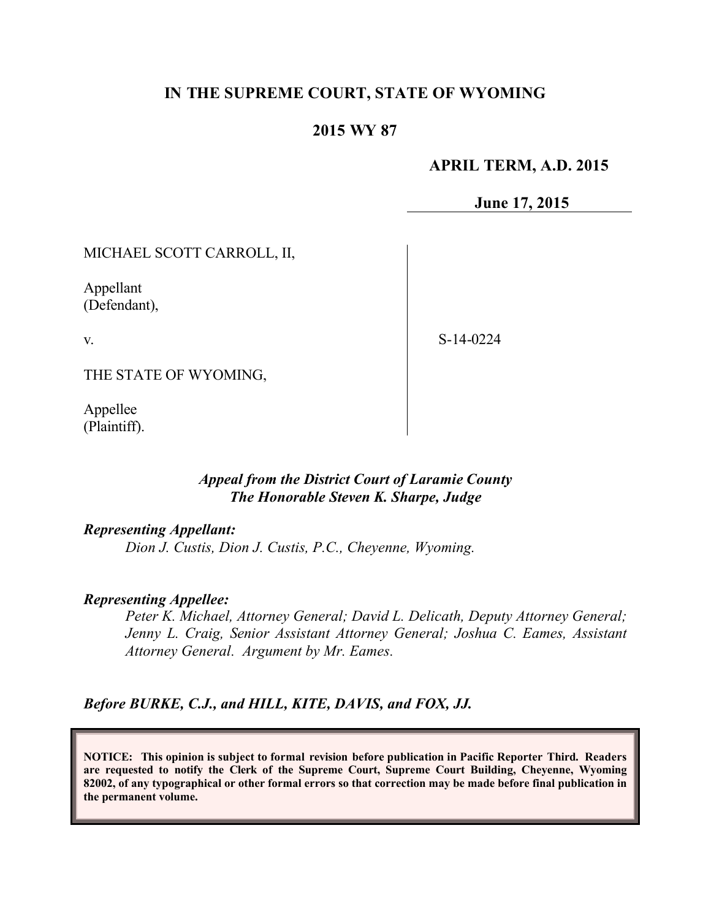**IN THE SUPREME COURT, STATE OF WYOMING**

**2015 WY 87**

**APRIL TERM, A.D. 2015**

**June 17, 2015**

MICHAEL SCOTT CARROLL, II,

Appellant
(Defendant),

v.

THE STATE OF WYOMING,

Appellee
(Plaintiff).

S-14-0224

***Appeal from the District Court of Laramie County***
***The Honorable Steven K. Sharpe, Judge***

***Representing Appellant:***

*Dion J. Custis, Dion J. Custis, P.C., Cheyenne, Wyoming.*

***Representing Appellee:***

*Peter K. Michael, Attorney General; David L. Delicath, Deputy Attorney General; Jenny L. Craig, Senior Assistant Attorney General; Joshua C. Eames, Assistant Attorney General. Argument by Mr. Eames.*

***Before BURKE, C.J., and HILL, KITE, DAVIS, and FOX, JJ.***

**NOTICE: This opinion is subject to formal revision before publication in Pacific Reporter Third. Readers are requested to notify the Clerk of the Supreme Court, Supreme Court Building, Cheyenne, Wyoming 82002, of any typographical or other formal errors so that correction may be made before final publication in the permanent volume.**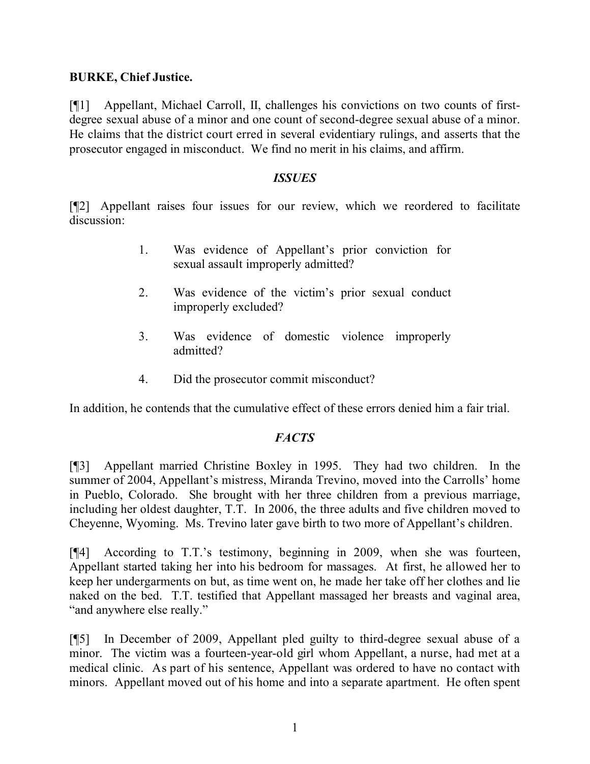**BURKE, Chief Justice.**

[¶1] Appellant, Michael Carroll, II, challenges his convictions on two counts of first-degree sexual abuse of a minor and one count of second-degree sexual abuse of a minor. He claims that the district court erred in several evidentiary rulings, and asserts that the prosecutor engaged in misconduct. We find no merit in his claims, and affirm.

### *ISSUES*

[¶2] Appellant raises four issues for our review, which we reordered to facilitate discussion:

1. Was evidence of Appellant's prior conviction for sexual assault improperly admitted?

2. Was evidence of the victim's prior sexual conduct improperly excluded?

3. Was evidence of domestic violence improperly admitted?

4. Did the prosecutor commit misconduct?

In addition, he contends that the cumulative effect of these errors denied him a fair trial.

### *FACTS*

[¶3] Appellant married Christine Boxley in 1995. They had two children. In the summer of 2004, Appellant's mistress, Miranda Trevino, moved into the Carrolls' home in Pueblo, Colorado. She brought with her three children from a previous marriage, including her oldest daughter, T.T. In 2006, the three adults and five children moved to Cheyenne, Wyoming. Ms. Trevino later gave birth to two more of Appellant's children.

[¶4] According to T.T.'s testimony, beginning in 2009, when she was fourteen, Appellant started taking her into his bedroom for massages. At first, he allowed her to keep her undergarments on but, as time went on, he made her take off her clothes and lie naked on the bed. T.T. testified that Appellant massaged her breasts and vaginal area, "and anywhere else really."

[¶5] In December of 2009, Appellant pled guilty to third-degree sexual abuse of a minor. The victim was a fourteen-year-old girl whom Appellant, a nurse, had met at a medical clinic. As part of his sentence, Appellant was ordered to have no contact with minors. Appellant moved out of his home and into a separate apartment. He often spent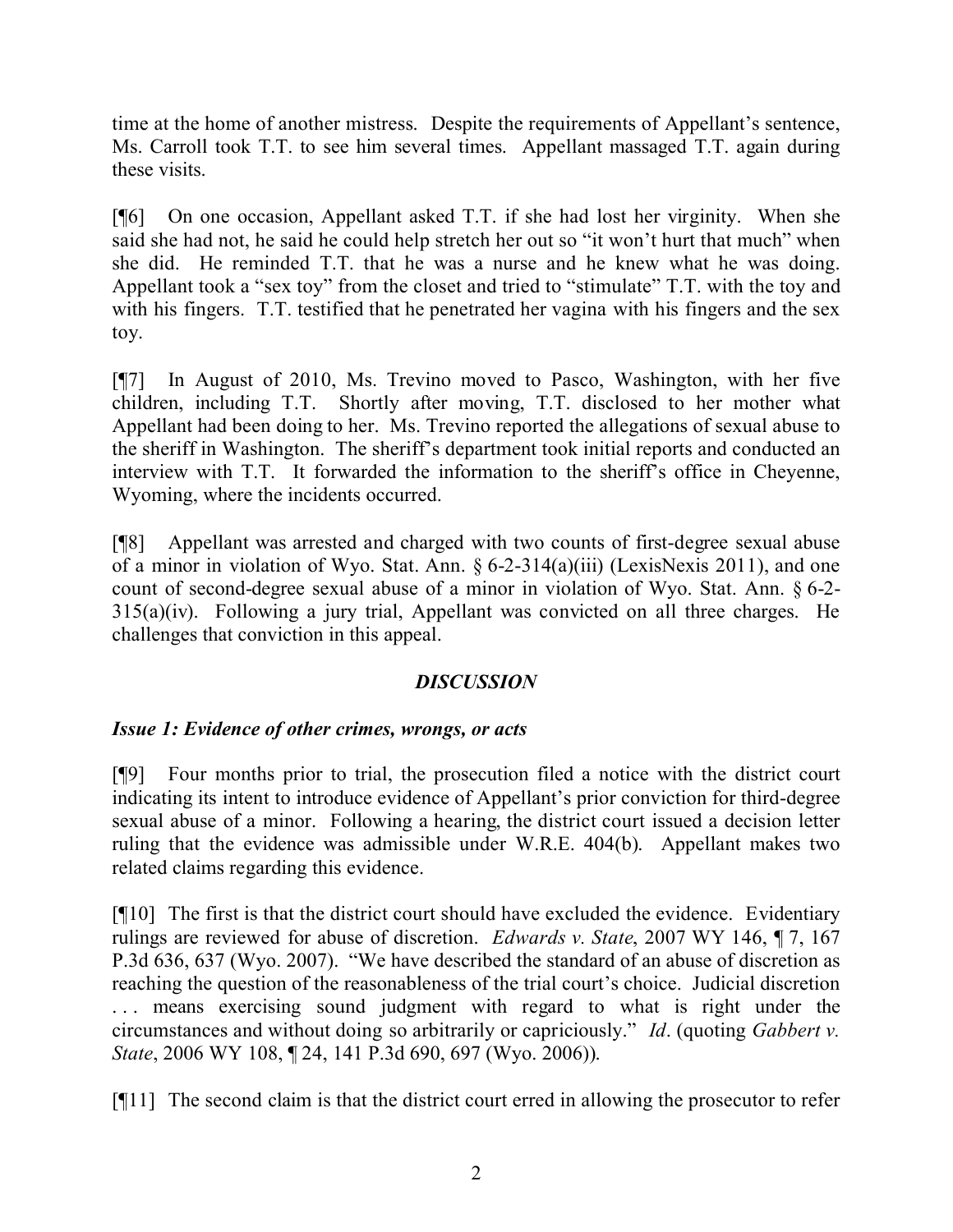time at the home of another mistress. Despite the requirements of Appellant's sentence, Ms. Carroll took T.T. to see him several times. Appellant massaged T.T. again during these visits.

[¶6] On one occasion, Appellant asked T.T. if she had lost her virginity. When she said she had not, he said he could help stretch her out so "it won't hurt that much" when she did. He reminded T.T. that he was a nurse and he knew what he was doing. Appellant took a "sex toy" from the closet and tried to "stimulate" T.T. with the toy and with his fingers. T.T. testified that he penetrated her vagina with his fingers and the sex toy.

[¶7] In August of 2010, Ms. Trevino moved to Pasco, Washington, with her five children, including T.T. Shortly after moving, T.T. disclosed to her mother what Appellant had been doing to her. Ms. Trevino reported the allegations of sexual abuse to the sheriff in Washington. The sheriff's department took initial reports and conducted an interview with T.T. It forwarded the information to the sheriff's office in Cheyenne, Wyoming, where the incidents occurred.

[¶8] Appellant was arrested and charged with two counts of first-degree sexual abuse of a minor in violation of Wyo. Stat. Ann. § 6-2-314(a)(iii) (LexisNexis 2011), and one count of second-degree sexual abuse of a minor in violation of Wyo. Stat. Ann. § 6-2-315(a)(iv). Following a jury trial, Appellant was convicted on all three charges. He challenges that conviction in this appeal.

## *DISCUSSION*

### *Issue 1: Evidence of other crimes, wrongs, or acts*

[¶9] Four months prior to trial, the prosecution filed a notice with the district court indicating its intent to introduce evidence of Appellant's prior conviction for third-degree sexual abuse of a minor. Following a hearing, the district court issued a decision letter ruling that the evidence was admissible under W.R.E. 404(b). Appellant makes two related claims regarding this evidence.

[¶10] The first is that the district court should have excluded the evidence. Evidentiary rulings are reviewed for abuse of discretion. *Edwards v. State*, 2007 WY 146, ¶ 7, 167 P.3d 636, 637 (Wyo. 2007). "We have described the standard of an abuse of discretion as reaching the question of the reasonableness of the trial court's choice. Judicial discretion . . . means exercising sound judgment with regard to what is right under the circumstances and without doing so arbitrarily or capriciously." *Id*. (quoting *Gabbert v. State*, 2006 WY 108, ¶ 24, 141 P.3d 690, 697 (Wyo. 2006)).

[¶11] The second claim is that the district court erred in allowing the prosecutor to refer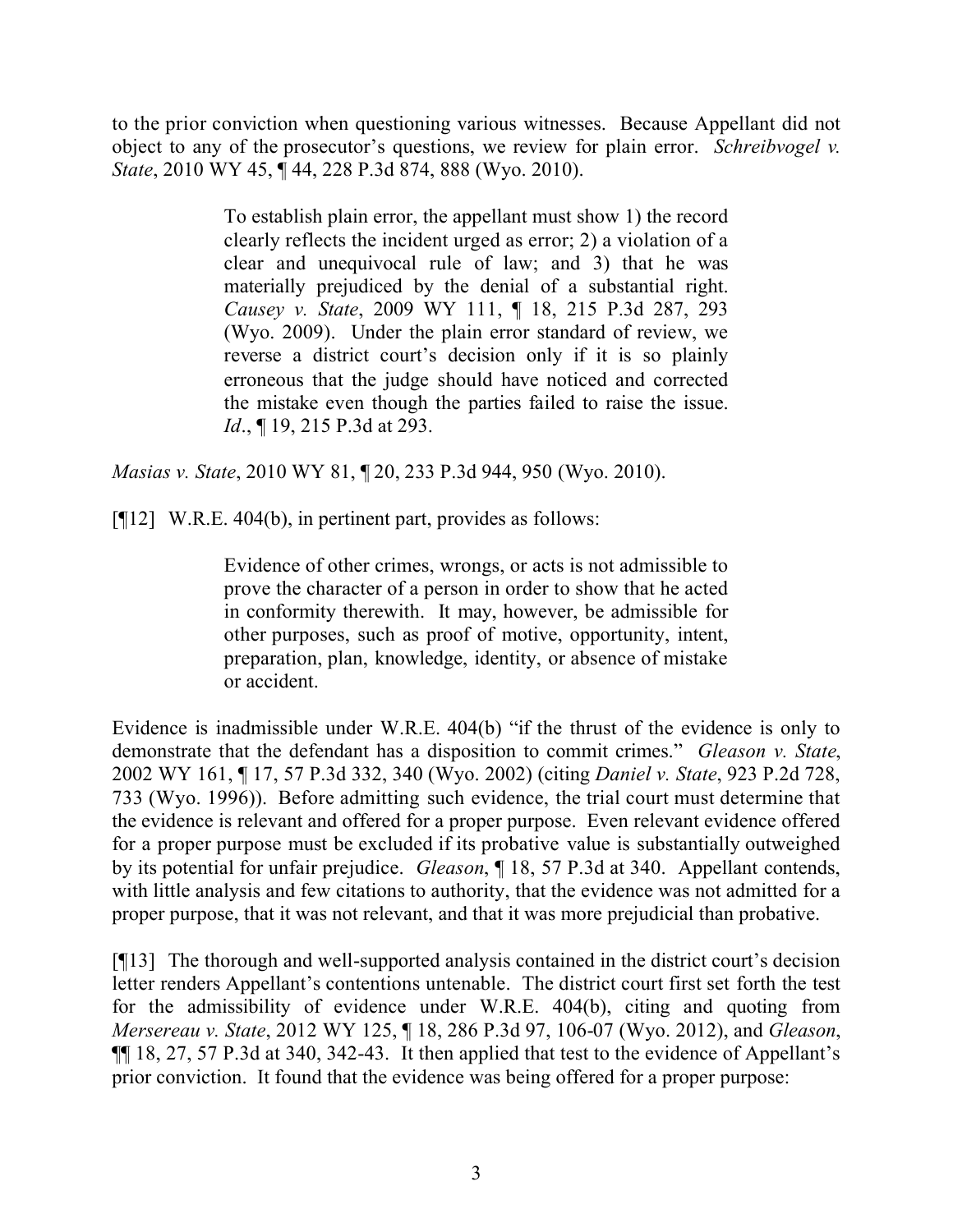to the prior conviction when questioning various witnesses. Because Appellant did not object to any of the prosecutor's questions, we review for plain error. *Schreibvogel v. State*, 2010 WY 45, ¶ 44, 228 P.3d 874, 888 (Wyo. 2010).

> To establish plain error, the appellant must show 1) the record clearly reflects the incident urged as error; 2) a violation of a clear and unequivocal rule of law; and 3) that he was materially prejudiced by the denial of a substantial right. *Causey v. State*, 2009 WY 111, ¶ 18, 215 P.3d 287, 293 (Wyo. 2009). Under the plain error standard of review, we reverse a district court's decision only if it is so plainly erroneous that the judge should have noticed and corrected the mistake even though the parties failed to raise the issue. *Id*., ¶ 19, 215 P.3d at 293.

*Masias v. State*, 2010 WY 81, ¶ 20, 233 P.3d 944, 950 (Wyo. 2010).

[¶12] W.R.E. 404(b), in pertinent part, provides as follows:

> Evidence of other crimes, wrongs, or acts is not admissible to prove the character of a person in order to show that he acted in conformity therewith. It may, however, be admissible for other purposes, such as proof of motive, opportunity, intent, preparation, plan, knowledge, identity, or absence of mistake or accident.

Evidence is inadmissible under W.R.E. 404(b) "if the thrust of the evidence is only to demonstrate that the defendant has a disposition to commit crimes." *Gleason v. State*, 2002 WY 161, ¶ 17, 57 P.3d 332, 340 (Wyo. 2002) (citing *Daniel v. State*, 923 P.2d 728, 733 (Wyo. 1996)). Before admitting such evidence, the trial court must determine that the evidence is relevant and offered for a proper purpose. Even relevant evidence offered for a proper purpose must be excluded if its probative value is substantially outweighed by its potential for unfair prejudice. *Gleason*, ¶ 18, 57 P.3d at 340. Appellant contends, with little analysis and few citations to authority, that the evidence was not admitted for a proper purpose, that it was not relevant, and that it was more prejudicial than probative.

[¶13] The thorough and well-supported analysis contained in the district court's decision letter renders Appellant's contentions untenable. The district court first set forth the test for the admissibility of evidence under W.R.E. 404(b), citing and quoting from *Mersereau v. State*, 2012 WY 125, ¶ 18, 286 P.3d 97, 106-07 (Wyo. 2012), and *Gleason*, ¶¶ 18, 27, 57 P.3d at 340, 342-43. It then applied that test to the evidence of Appellant's prior conviction. It found that the evidence was being offered for a proper purpose: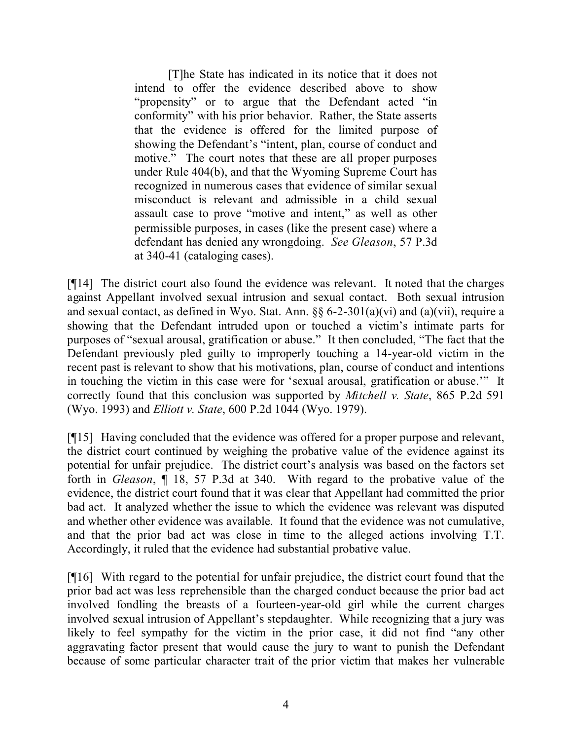> [T]he State has indicated in its notice that it does not intend to offer the evidence described above to show "propensity" or to argue that the Defendant acted "in conformity" with his prior behavior. Rather, the State asserts that the evidence is offered for the limited purpose of showing the Defendant's "intent, plan, course of conduct and motive." The court notes that these are all proper purposes under Rule 404(b), and that the Wyoming Supreme Court has recognized in numerous cases that evidence of similar sexual misconduct is relevant and admissible in a child sexual assault case to prove "motive and intent," as well as other permissible purposes, in cases (like the present case) where a defendant has denied any wrongdoing. *See Gleason*, 57 P.3d at 340-41 (cataloging cases).

[¶14] The district court also found the evidence was relevant. It noted that the charges against Appellant involved sexual intrusion and sexual contact. Both sexual intrusion and sexual contact, as defined in Wyo. Stat. Ann. §§ 6-2-301(a)(vi) and (a)(vii), require a showing that the Defendant intruded upon or touched a victim's intimate parts for purposes of "sexual arousal, gratification or abuse." It then concluded, "The fact that the Defendant previously pled guilty to improperly touching a 14-year-old victim in the recent past is relevant to show that his motivations, plan, course of conduct and intentions in touching the victim in this case were for 'sexual arousal, gratification or abuse.'" It correctly found that this conclusion was supported by *Mitchell v. State*, 865 P.2d 591 (Wyo. 1993) and *Elliott v. State*, 600 P.2d 1044 (Wyo. 1979).

[¶15] Having concluded that the evidence was offered for a proper purpose and relevant, the district court continued by weighing the probative value of the evidence against its potential for unfair prejudice. The district court's analysis was based on the factors set forth in *Gleason*, ¶ 18, 57 P.3d at 340. With regard to the probative value of the evidence, the district court found that it was clear that Appellant had committed the prior bad act. It analyzed whether the issue to which the evidence was relevant was disputed and whether other evidence was available. It found that the evidence was not cumulative, and that the prior bad act was close in time to the alleged actions involving T.T. Accordingly, it ruled that the evidence had substantial probative value.

[¶16] With regard to the potential for unfair prejudice, the district court found that the prior bad act was less reprehensible than the charged conduct because the prior bad act involved fondling the breasts of a fourteen-year-old girl while the current charges involved sexual intrusion of Appellant's stepdaughter. While recognizing that a jury was likely to feel sympathy for the victim in the prior case, it did not find "any other aggravating factor present that would cause the jury to want to punish the Defendant because of some particular character trait of the prior victim that makes her vulnerable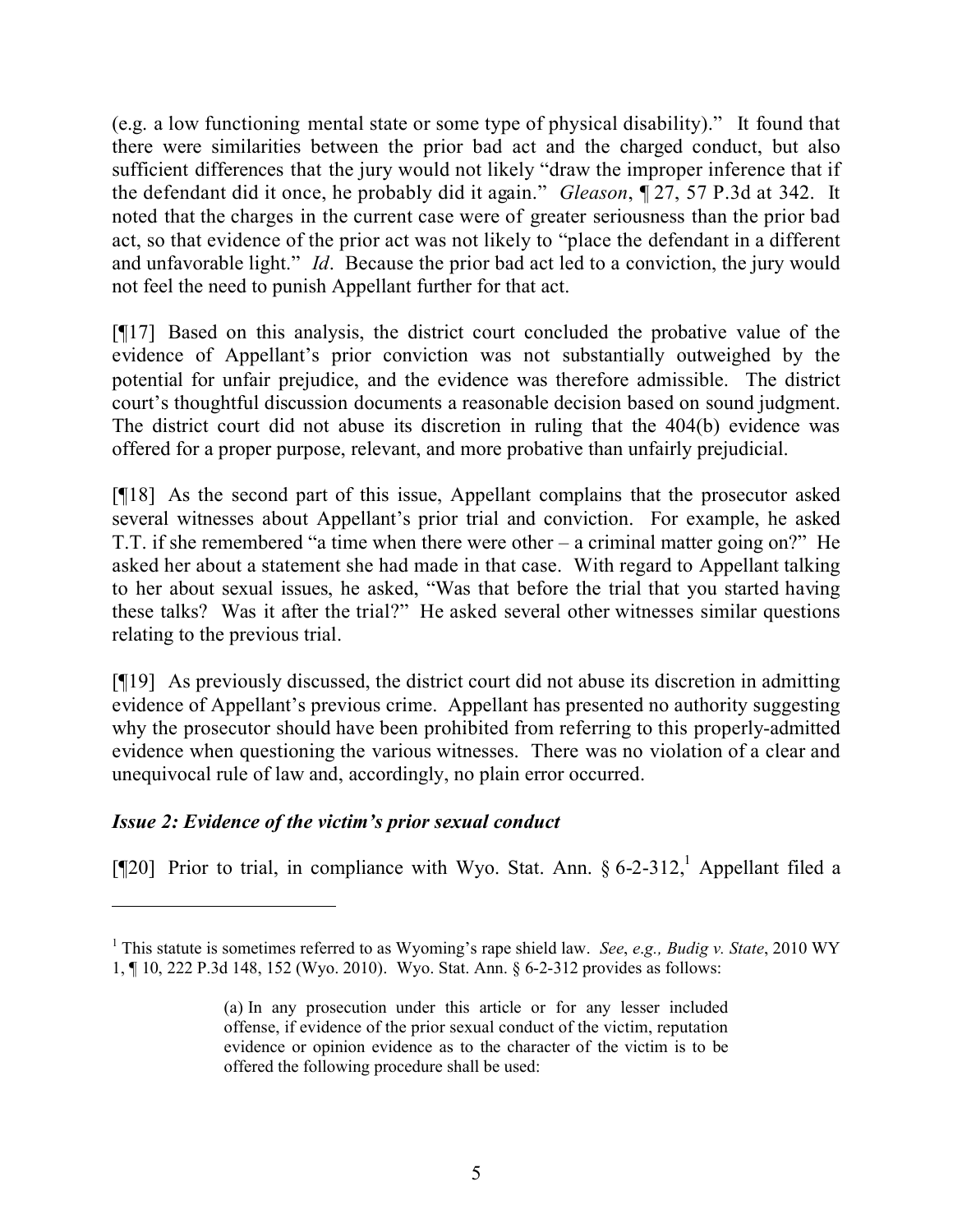(e.g. a low functioning mental state or some type of physical disability)." It found that there were similarities between the prior bad act and the charged conduct, but also sufficient differences that the jury would not likely "draw the improper inference that if the defendant did it once, he probably did it again." *Gleason*, ¶ 27, 57 P.3d at 342. It noted that the charges in the current case were of greater seriousness than the prior bad act, so that evidence of the prior act was not likely to "place the defendant in a different and unfavorable light." *Id*. Because the prior bad act led to a conviction, the jury would not feel the need to punish Appellant further for that act.

[¶17] Based on this analysis, the district court concluded the probative value of the evidence of Appellant's prior conviction was not substantially outweighed by the potential for unfair prejudice, and the evidence was therefore admissible. The district court's thoughtful discussion documents a reasonable decision based on sound judgment. The district court did not abuse its discretion in ruling that the 404(b) evidence was offered for a proper purpose, relevant, and more probative than unfairly prejudicial.

[¶18] As the second part of this issue, Appellant complains that the prosecutor asked several witnesses about Appellant's prior trial and conviction. For example, he asked T.T. if she remembered "a time when there were other – a criminal matter going on?" He asked her about a statement she had made in that case. With regard to Appellant talking to her about sexual issues, he asked, "Was that before the trial that you started having these talks? Was it after the trial?" He asked several other witnesses similar questions relating to the previous trial.

[¶19] As previously discussed, the district court did not abuse its discretion in admitting evidence of Appellant's previous crime. Appellant has presented no authority suggesting why the prosecutor should have been prohibited from referring to this properly-admitted evidence when questioning the various witnesses. There was no violation of a clear and unequivocal rule of law and, accordingly, no plain error occurred.

### *Issue 2: Evidence of the victim's prior sexual conduct*

[¶20] Prior to trial, in compliance with Wyo. Stat. Ann. § 6-2-312,[1] Appellant filed a

---

[1] This statute is sometimes referred to as Wyoming's rape shield law. *See*, *e.g., Budig v. State*, 2010 WY 1, ¶ 10, 222 P.3d 148, 152 (Wyo. 2010). Wyo. Stat. Ann. § 6-2-312 provides as follows:

> (a) In any prosecution under this article or for any lesser included offense, if evidence of the prior sexual conduct of the victim, reputation evidence or opinion evidence as to the character of the victim is to be offered the following procedure shall be used: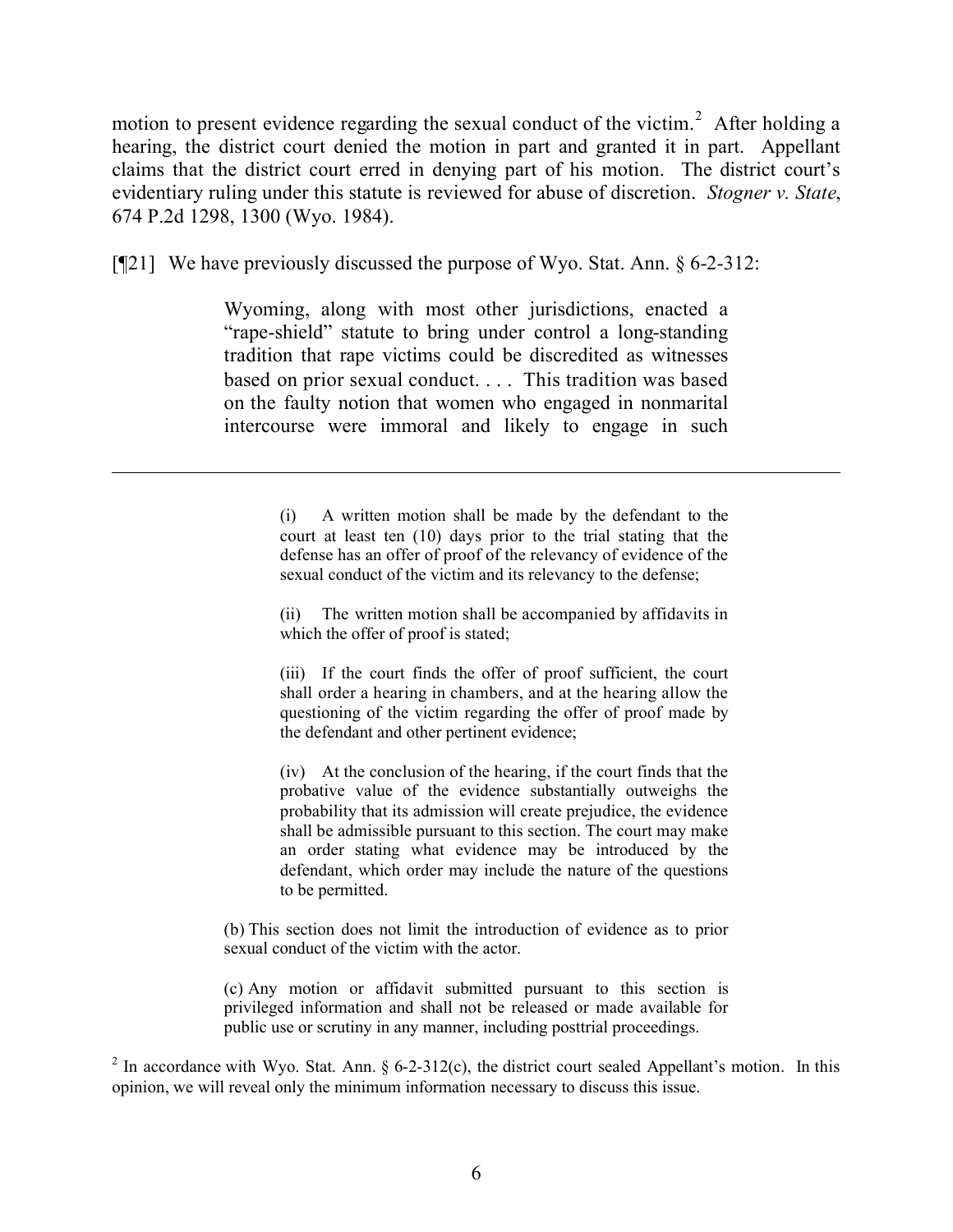motion to present evidence regarding the sexual conduct of the victim.[2] After holding a hearing, the district court denied the motion in part and granted it in part. Appellant claims that the district court erred in denying part of his motion. The district court's evidentiary ruling under this statute is reviewed for abuse of discretion. *Stogner v. State*, 674 P.2d 1298, 1300 (Wyo. 1984).

[¶21] We have previously discussed the purpose of Wyo. Stat. Ann. § 6-2-312:

> Wyoming, along with most other jurisdictions, enacted a "rape-shield" statute to bring under control a long-standing tradition that rape victims could be discredited as witnesses based on prior sexual conduct. . . . This tradition was based on the faulty notion that women who engaged in nonmarital intercourse were immoral and likely to engage in such

---

> (i) A written motion shall be made by the defendant to the court at least ten (10) days prior to the trial stating that the defense has an offer of proof of the relevancy of evidence of the sexual conduct of the victim and its relevancy to the defense;
>
> (ii) The written motion shall be accompanied by affidavits in which the offer of proof is stated;
>
> (iii) If the court finds the offer of proof sufficient, the court shall order a hearing in chambers, and at the hearing allow the questioning of the victim regarding the offer of proof made by the defendant and other pertinent evidence;
>
> (iv) At the conclusion of the hearing, if the court finds that the probative value of the evidence substantially outweighs the probability that its admission will create prejudice, the evidence shall be admissible pursuant to this section. The court may make an order stating what evidence may be introduced by the defendant, which order may include the nature of the questions to be permitted.
>
> (b) This section does not limit the introduction of evidence as to prior sexual conduct of the victim with the actor.
>
> (c) Any motion or affidavit submitted pursuant to this section is privileged information and shall not be released or made available for public use or scrutiny in any manner, including posttrial proceedings.

[2] In accordance with Wyo. Stat. Ann. § 6-2-312(c), the district court sealed Appellant's motion. In this opinion, we will reveal only the minimum information necessary to discuss this issue.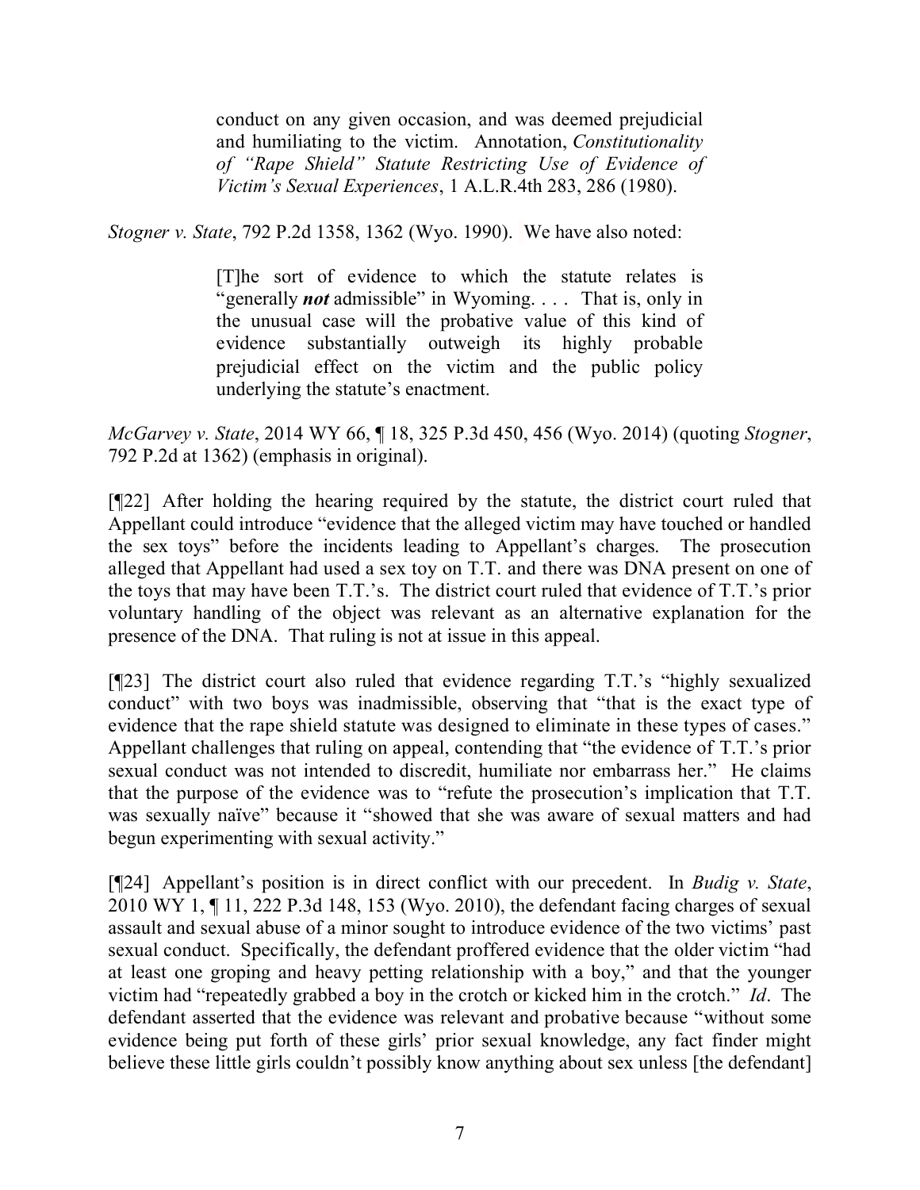> conduct on any given occasion, and was deemed prejudicial and humiliating to the victim. Annotation, *Constitutionality of "Rape Shield" Statute Restricting Use of Evidence of Victim's Sexual Experiences*, 1 A.L.R.4th 283, 286 (1980).

*Stogner v. State*, 792 P.2d 1358, 1362 (Wyo. 1990). We have also noted:

> [T]he sort of evidence to which the statute relates is "generally ***not*** admissible" in Wyoming. . . . That is, only in the unusual case will the probative value of this kind of evidence substantially outweigh its highly probable prejudicial effect on the victim and the public policy underlying the statute's enactment.

*McGarvey v. State*, 2014 WY 66, ¶ 18, 325 P.3d 450, 456 (Wyo. 2014) (quoting *Stogner*, 792 P.2d at 1362) (emphasis in original).

[¶22] After holding the hearing required by the statute, the district court ruled that Appellant could introduce "evidence that the alleged victim may have touched or handled the sex toys" before the incidents leading to Appellant's charges. The prosecution alleged that Appellant had used a sex toy on T.T. and there was DNA present on one of the toys that may have been T.T.'s. The district court ruled that evidence of T.T.'s prior voluntary handling of the object was relevant as an alternative explanation for the presence of the DNA. That ruling is not at issue in this appeal.

[¶23] The district court also ruled that evidence regarding T.T.'s "highly sexualized conduct" with two boys was inadmissible, observing that "that is the exact type of evidence that the rape shield statute was designed to eliminate in these types of cases." Appellant challenges that ruling on appeal, contending that "the evidence of T.T.'s prior sexual conduct was not intended to discredit, humiliate nor embarrass her." He claims that the purpose of the evidence was to "refute the prosecution's implication that T.T. was sexually naïve" because it "showed that she was aware of sexual matters and had begun experimenting with sexual activity."

[¶24] Appellant's position is in direct conflict with our precedent. In *Budig v. State*, 2010 WY 1, ¶ 11, 222 P.3d 148, 153 (Wyo. 2010), the defendant facing charges of sexual assault and sexual abuse of a minor sought to introduce evidence of the two victims' past sexual conduct. Specifically, the defendant proffered evidence that the older victim "had at least one groping and heavy petting relationship with a boy," and that the younger victim had "repeatedly grabbed a boy in the crotch or kicked him in the crotch." *Id*. The defendant asserted that the evidence was relevant and probative because "without some evidence being put forth of these girls' prior sexual knowledge, any fact finder might believe these little girls couldn't possibly know anything about sex unless [the defendant]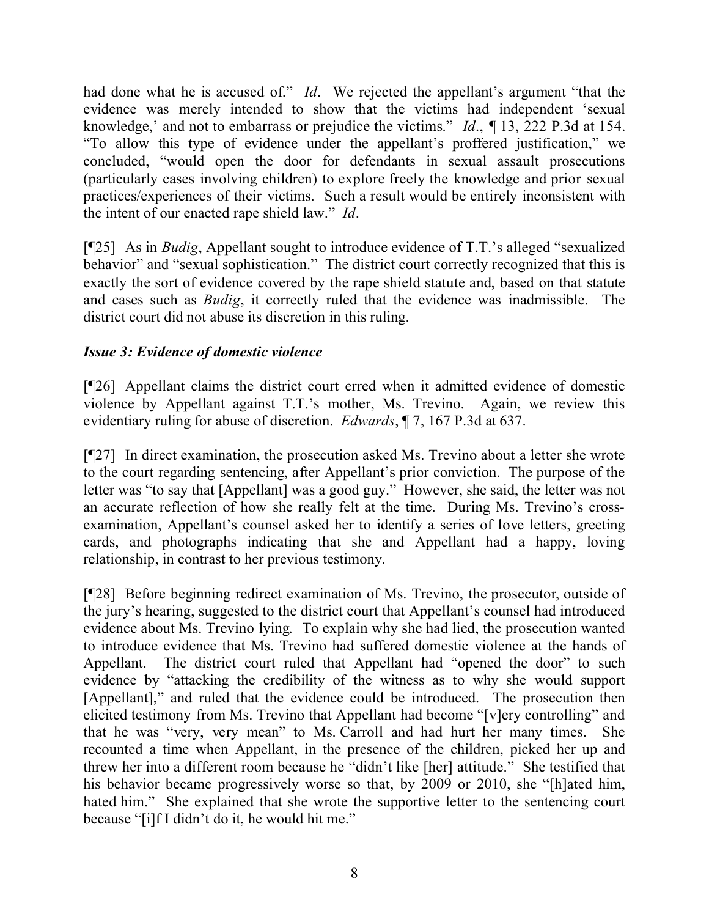had done what he is accused of." *Id*. We rejected the appellant's argument "that the evidence was merely intended to show that the victims had independent 'sexual knowledge,' and not to embarrass or prejudice the victims." *Id*., ¶ 13, 222 P.3d at 154. "To allow this type of evidence under the appellant's proffered justification," we concluded, "would open the door for defendants in sexual assault prosecutions (particularly cases involving children) to explore freely the knowledge and prior sexual practices/experiences of their victims. Such a result would be entirely inconsistent with the intent of our enacted rape shield law." *Id*.

[¶25] As in *Budig*, Appellant sought to introduce evidence of T.T.'s alleged "sexualized behavior" and "sexual sophistication." The district court correctly recognized that this is exactly the sort of evidence covered by the rape shield statute and, based on that statute and cases such as *Budig*, it correctly ruled that the evidence was inadmissible. The district court did not abuse its discretion in this ruling.

### *Issue 3: Evidence of domestic violence*

[¶26] Appellant claims the district court erred when it admitted evidence of domestic violence by Appellant against T.T.'s mother, Ms. Trevino. Again, we review this evidentiary ruling for abuse of discretion. *Edwards*, ¶ 7, 167 P.3d at 637.

[¶27] In direct examination, the prosecution asked Ms. Trevino about a letter she wrote to the court regarding sentencing, after Appellant's prior conviction. The purpose of the letter was "to say that [Appellant] was a good guy." However, she said, the letter was not an accurate reflection of how she really felt at the time. During Ms. Trevino's cross-examination, Appellant's counsel asked her to identify a series of love letters, greeting cards, and photographs indicating that she and Appellant had a happy, loving relationship, in contrast to her previous testimony.

[¶28] Before beginning redirect examination of Ms. Trevino, the prosecutor, outside of the jury's hearing, suggested to the district court that Appellant's counsel had introduced evidence about Ms. Trevino lying. To explain why she had lied, the prosecution wanted to introduce evidence that Ms. Trevino had suffered domestic violence at the hands of Appellant. The district court ruled that Appellant had "opened the door" to such evidence by "attacking the credibility of the witness as to why she would support [Appellant]," and ruled that the evidence could be introduced. The prosecution then elicited testimony from Ms. Trevino that Appellant had become "[v]ery controlling" and that he was "very, very mean" to Ms. Carroll and had hurt her many times. She recounted a time when Appellant, in the presence of the children, picked her up and threw her into a different room because he "didn't like [her] attitude." She testified that his behavior became progressively worse so that, by 2009 or 2010, she "[h]ated him, hated him." She explained that she wrote the supportive letter to the sentencing court because "[i]f I didn't do it, he would hit me."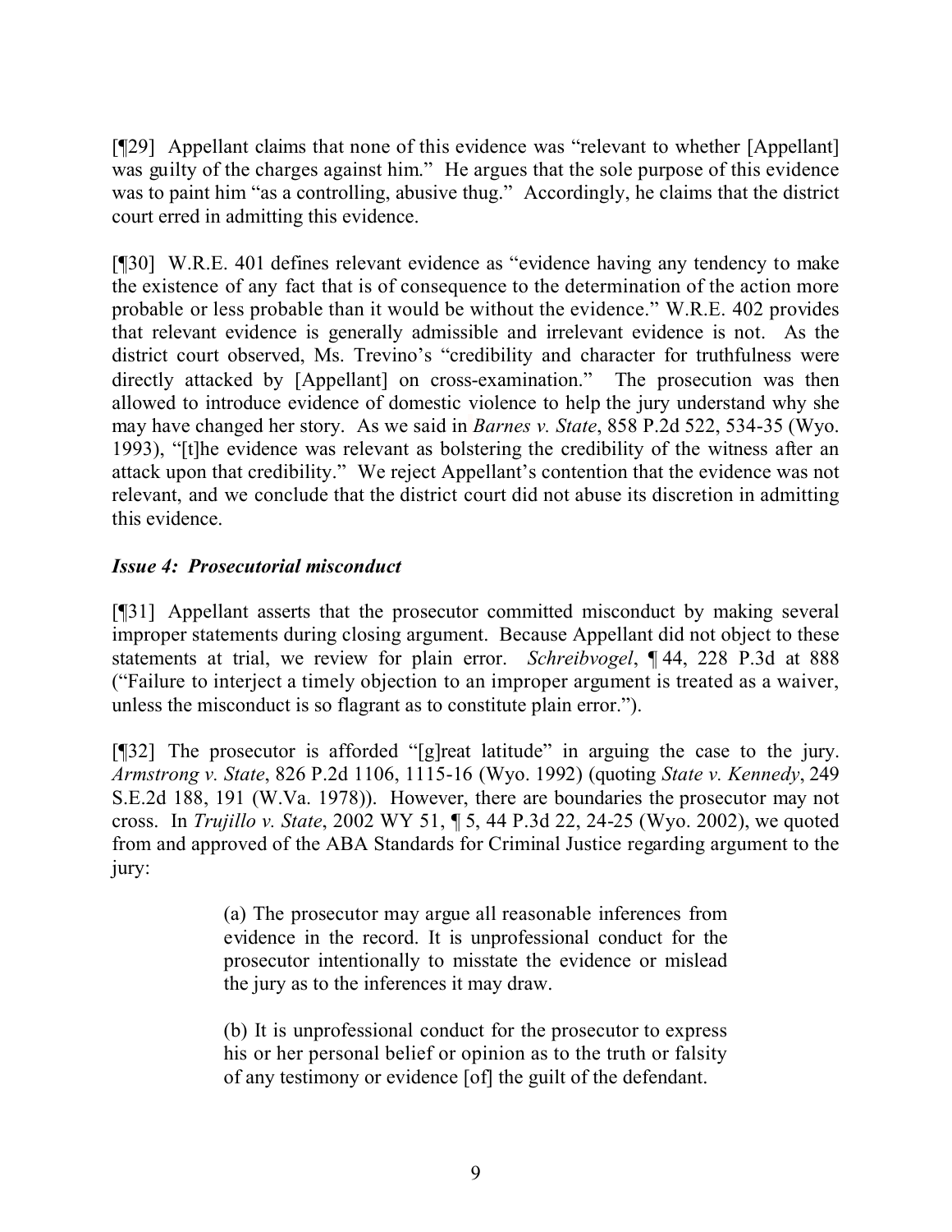[¶29] Appellant claims that none of this evidence was "relevant to whether [Appellant] was guilty of the charges against him." He argues that the sole purpose of this evidence was to paint him "as a controlling, abusive thug." Accordingly, he claims that the district court erred in admitting this evidence.

[¶30] W.R.E. 401 defines relevant evidence as "evidence having any tendency to make the existence of any fact that is of consequence to the determination of the action more probable or less probable than it would be without the evidence." W.R.E. 402 provides that relevant evidence is generally admissible and irrelevant evidence is not. As the district court observed, Ms. Trevino's "credibility and character for truthfulness were directly attacked by [Appellant] on cross-examination." The prosecution was then allowed to introduce evidence of domestic violence to help the jury understand why she may have changed her story. As we said in *Barnes v. State*, 858 P.2d 522, 534-35 (Wyo. 1993), "[t]he evidence was relevant as bolstering the credibility of the witness after an attack upon that credibility." We reject Appellant's contention that the evidence was not relevant, and we conclude that the district court did not abuse its discretion in admitting this evidence.

### *Issue 4: Prosecutorial misconduct*

[¶31] Appellant asserts that the prosecutor committed misconduct by making several improper statements during closing argument. Because Appellant did not object to these statements at trial, we review for plain error. *Schreibvogel*, ¶ 44, 228 P.3d at 888 ("Failure to interject a timely objection to an improper argument is treated as a waiver, unless the misconduct is so flagrant as to constitute plain error.").

[¶32] The prosecutor is afforded "[g]reat latitude" in arguing the case to the jury. *Armstrong v. State*, 826 P.2d 1106, 1115-16 (Wyo. 1992) (quoting *State v. Kennedy*, 249 S.E.2d 188, 191 (W.Va. 1978)). However, there are boundaries the prosecutor may not cross. In *Trujillo v. State*, 2002 WY 51, ¶ 5, 44 P.3d 22, 24-25 (Wyo. 2002), we quoted from and approved of the ABA Standards for Criminal Justice regarding argument to the jury:

> (a) The prosecutor may argue all reasonable inferences from evidence in the record. It is unprofessional conduct for the prosecutor intentionally to misstate the evidence or mislead the jury as to the inferences it may draw.
>
> (b) It is unprofessional conduct for the prosecutor to express his or her personal belief or opinion as to the truth or falsity of any testimony or evidence [of] the guilt of the defendant.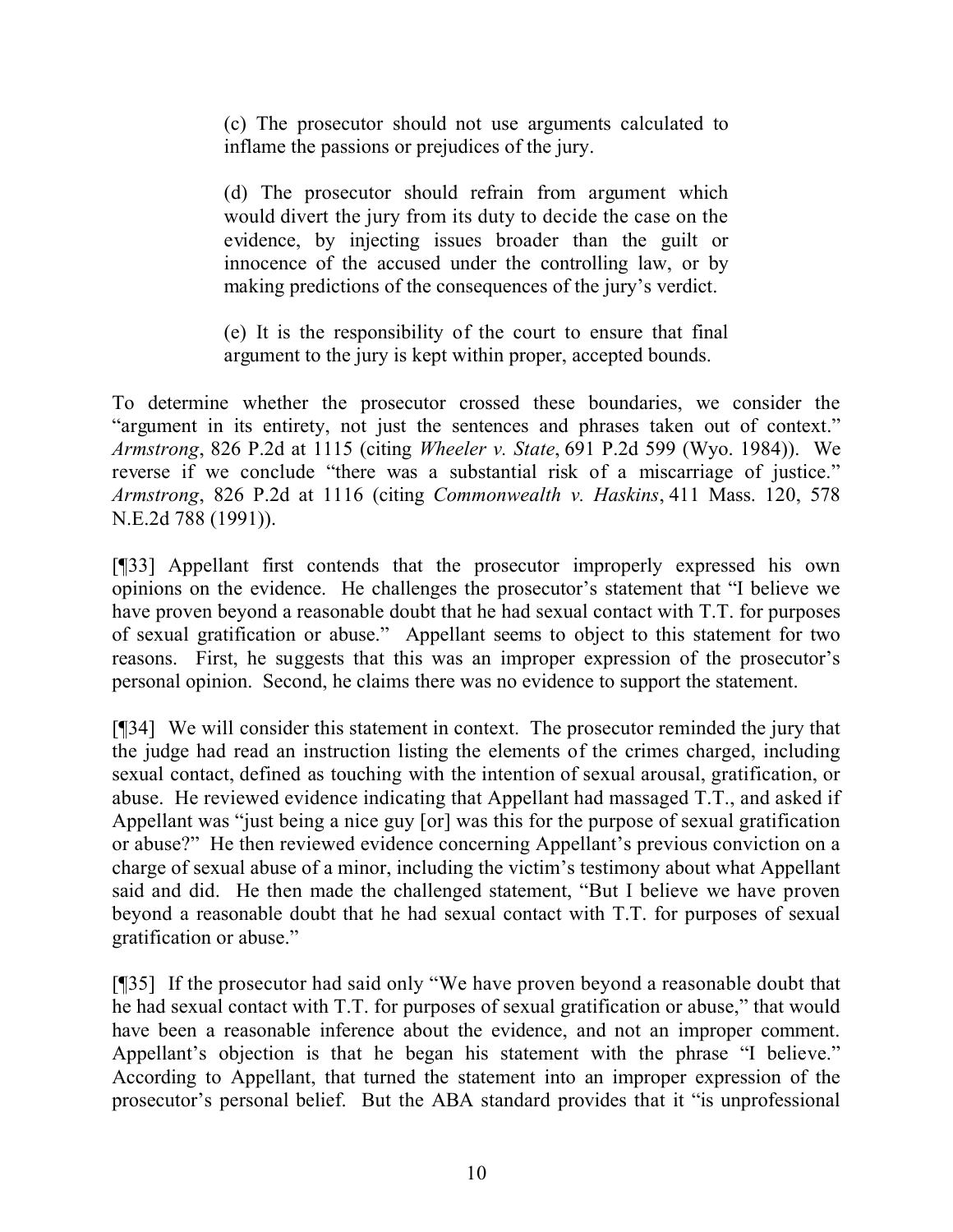> (c) The prosecutor should not use arguments calculated to inflame the passions or prejudices of the jury.
>
> (d) The prosecutor should refrain from argument which would divert the jury from its duty to decide the case on the evidence, by injecting issues broader than the guilt or innocence of the accused under the controlling law, or by making predictions of the consequences of the jury's verdict.
>
> (e) It is the responsibility of the court to ensure that final argument to the jury is kept within proper, accepted bounds.

To determine whether the prosecutor crossed these boundaries, we consider the "argument in its entirety, not just the sentences and phrases taken out of context." *Armstrong*, 826 P.2d at 1115 (citing *Wheeler v. State*, 691 P.2d 599 (Wyo. 1984)). We reverse if we conclude "there was a substantial risk of a miscarriage of justice." *Armstrong*, 826 P.2d at 1116 (citing *Commonwealth v. Haskins*, 411 Mass. 120, 578 N.E.2d 788 (1991)).

[¶33] Appellant first contends that the prosecutor improperly expressed his own opinions on the evidence. He challenges the prosecutor's statement that "I believe we have proven beyond a reasonable doubt that he had sexual contact with T.T. for purposes of sexual gratification or abuse." Appellant seems to object to this statement for two reasons. First, he suggests that this was an improper expression of the prosecutor's personal opinion. Second, he claims there was no evidence to support the statement.

[¶34] We will consider this statement in context. The prosecutor reminded the jury that the judge had read an instruction listing the elements of the crimes charged, including sexual contact, defined as touching with the intention of sexual arousal, gratification, or abuse. He reviewed evidence indicating that Appellant had massaged T.T., and asked if Appellant was "just being a nice guy [or] was this for the purpose of sexual gratification or abuse?" He then reviewed evidence concerning Appellant's previous conviction on a charge of sexual abuse of a minor, including the victim's testimony about what Appellant said and did. He then made the challenged statement, "But I believe we have proven beyond a reasonable doubt that he had sexual contact with T.T. for purposes of sexual gratification or abuse."

[¶35] If the prosecutor had said only "We have proven beyond a reasonable doubt that he had sexual contact with T.T. for purposes of sexual gratification or abuse," that would have been a reasonable inference about the evidence, and not an improper comment. Appellant's objection is that he began his statement with the phrase "I believe." According to Appellant, that turned the statement into an improper expression of the prosecutor's personal belief. But the ABA standard provides that it "is unprofessional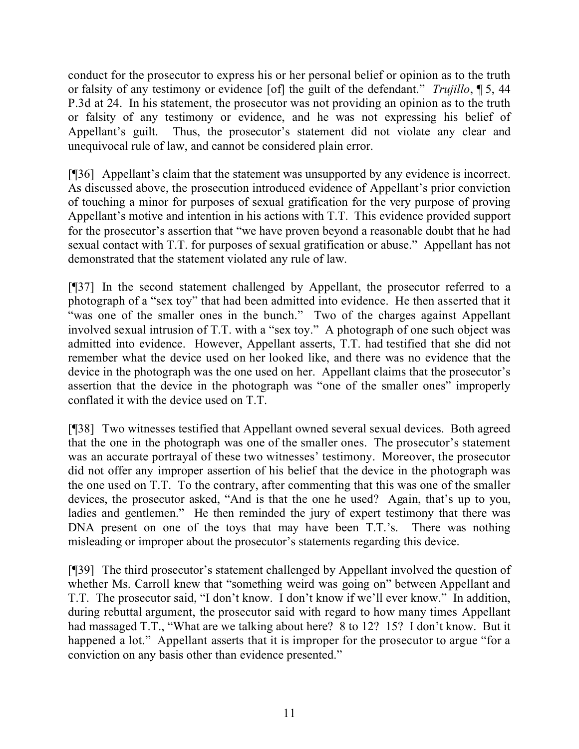conduct for the prosecutor to express his or her personal belief or opinion as to the truth or falsity of any testimony or evidence [of] the guilt of the defendant." *Trujillo*, ¶ 5, 44 P.3d at 24. In his statement, the prosecutor was not providing an opinion as to the truth or falsity of any testimony or evidence, and he was not expressing his belief of Appellant's guilt. Thus, the prosecutor's statement did not violate any clear and unequivocal rule of law, and cannot be considered plain error.

[¶36] Appellant's claim that the statement was unsupported by any evidence is incorrect. As discussed above, the prosecution introduced evidence of Appellant's prior conviction of touching a minor for purposes of sexual gratification for the very purpose of proving Appellant's motive and intention in his actions with T.T. This evidence provided support for the prosecutor's assertion that "we have proven beyond a reasonable doubt that he had sexual contact with T.T. for purposes of sexual gratification or abuse." Appellant has not demonstrated that the statement violated any rule of law.

[¶37] In the second statement challenged by Appellant, the prosecutor referred to a photograph of a "sex toy" that had been admitted into evidence. He then asserted that it "was one of the smaller ones in the bunch." Two of the charges against Appellant involved sexual intrusion of T.T. with a "sex toy." A photograph of one such object was admitted into evidence. However, Appellant asserts, T.T. had testified that she did not remember what the device used on her looked like, and there was no evidence that the device in the photograph was the one used on her. Appellant claims that the prosecutor's assertion that the device in the photograph was "one of the smaller ones" improperly conflated it with the device used on T.T.

[¶38] Two witnesses testified that Appellant owned several sexual devices. Both agreed that the one in the photograph was one of the smaller ones. The prosecutor's statement was an accurate portrayal of these two witnesses' testimony. Moreover, the prosecutor did not offer any improper assertion of his belief that the device in the photograph was the one used on T.T. To the contrary, after commenting that this was one of the smaller devices, the prosecutor asked, "And is that the one he used? Again, that's up to you, ladies and gentlemen." He then reminded the jury of expert testimony that there was DNA present on one of the toys that may have been T.T.'s. There was nothing misleading or improper about the prosecutor's statements regarding this device.

[¶39] The third prosecutor's statement challenged by Appellant involved the question of whether Ms. Carroll knew that "something weird was going on" between Appellant and T.T. The prosecutor said, "I don't know. I don't know if we'll ever know." In addition, during rebuttal argument, the prosecutor said with regard to how many times Appellant had massaged T.T., "What are we talking about here? 8 to 12? 15? I don't know. But it happened a lot." Appellant asserts that it is improper for the prosecutor to argue "for a conviction on any basis other than evidence presented."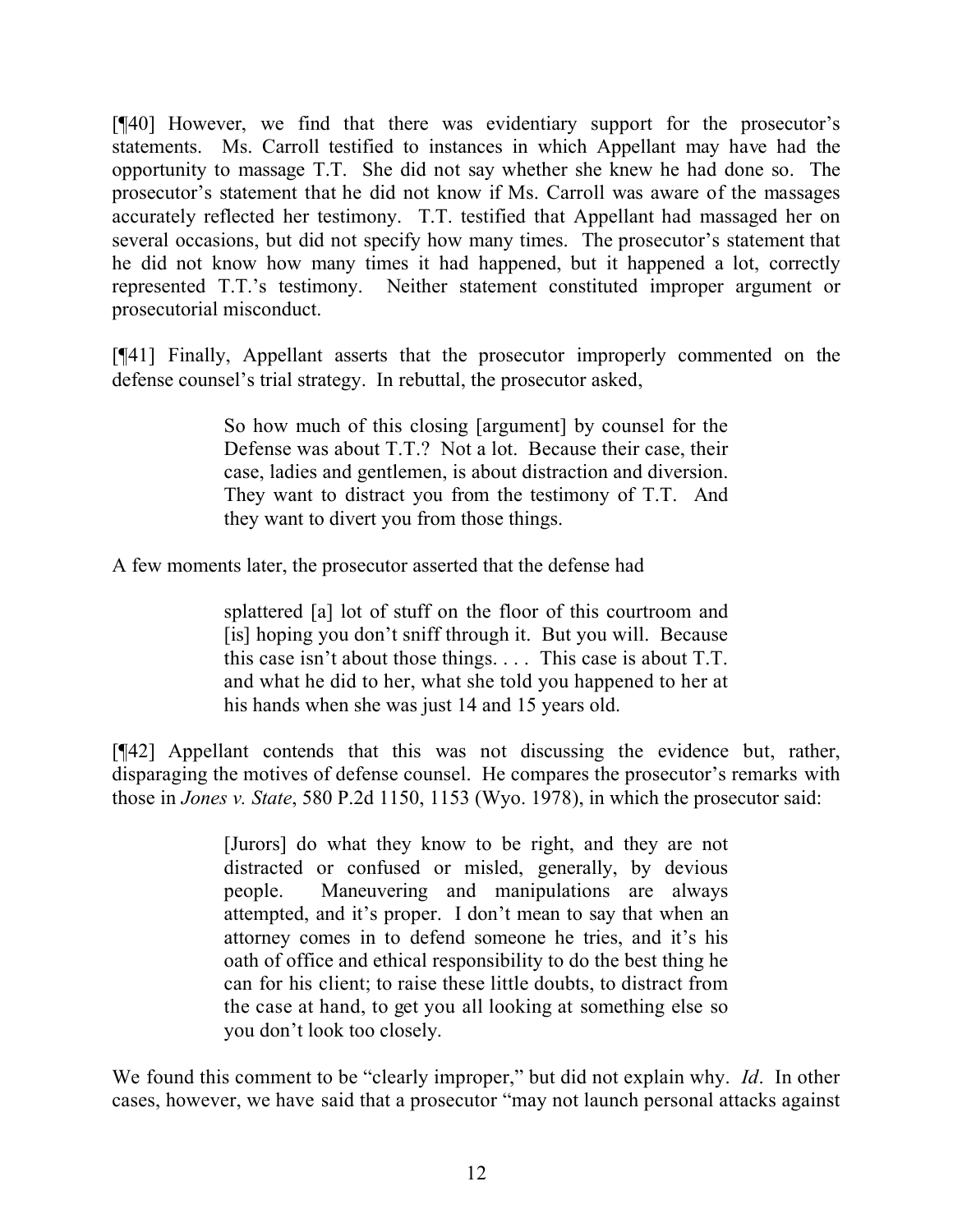[¶40] However, we find that there was evidentiary support for the prosecutor's statements. Ms. Carroll testified to instances in which Appellant may have had the opportunity to massage T.T. She did not say whether she knew he had done so. The prosecutor's statement that he did not know if Ms. Carroll was aware of the massages accurately reflected her testimony. T.T. testified that Appellant had massaged her on several occasions, but did not specify how many times. The prosecutor's statement that he did not know how many times it had happened, but it happened a lot, correctly represented T.T.'s testimony. Neither statement constituted improper argument or prosecutorial misconduct.

[¶41] Finally, Appellant asserts that the prosecutor improperly commented on the defense counsel's trial strategy. In rebuttal, the prosecutor asked,

> So how much of this closing [argument] by counsel for the Defense was about T.T.? Not a lot. Because their case, their case, ladies and gentlemen, is about distraction and diversion. They want to distract you from the testimony of T.T. And they want to divert you from those things.

A few moments later, the prosecutor asserted that the defense had

> splattered [a] lot of stuff on the floor of this courtroom and [is] hoping you don't sniff through it. But you will. Because this case isn't about those things. . . . This case is about T.T. and what he did to her, what she told you happened to her at his hands when she was just 14 and 15 years old.

[¶42] Appellant contends that this was not discussing the evidence but, rather, disparaging the motives of defense counsel. He compares the prosecutor's remarks with those in *Jones v. State*, 580 P.2d 1150, 1153 (Wyo. 1978), in which the prosecutor said:

> [Jurors] do what they know to be right, and they are not distracted or confused or misled, generally, by devious people. Maneuvering and manipulations are always attempted, and it's proper. I don't mean to say that when an attorney comes in to defend someone he tries, and it's his oath of office and ethical responsibility to do the best thing he can for his client; to raise these little doubts, to distract from the case at hand, to get you all looking at something else so you don't look too closely.

We found this comment to be "clearly improper," but did not explain why. *Id*. In other cases, however, we have said that a prosecutor "may not launch personal attacks against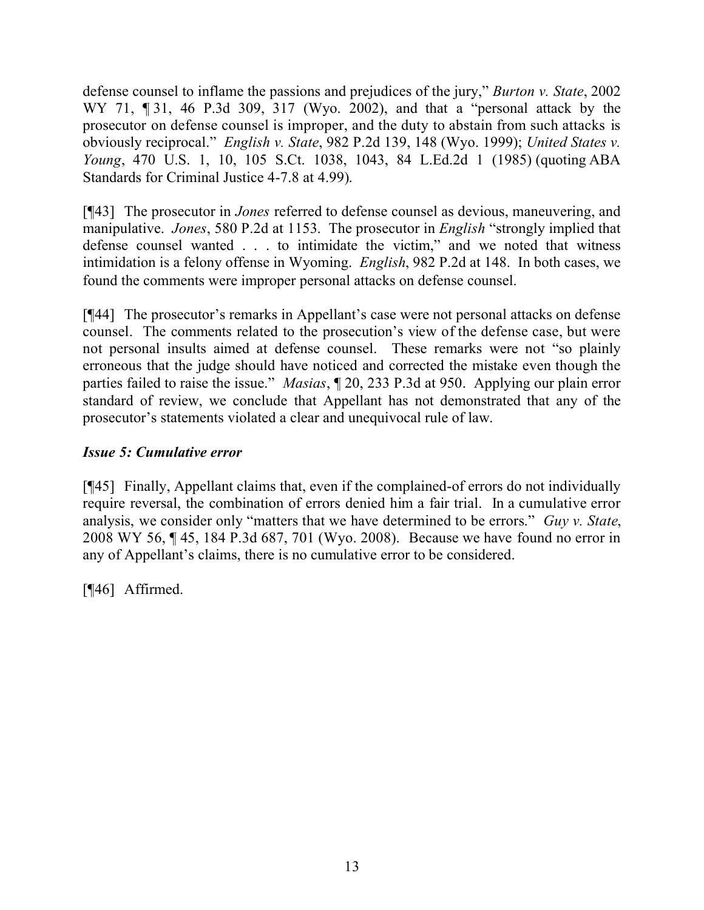defense counsel to inflame the passions and prejudices of the jury," *Burton v. State*, 2002 WY 71, ¶ 31, 46 P.3d 309, 317 (Wyo. 2002), and that a "personal attack by the prosecutor on defense counsel is improper, and the duty to abstain from such attacks is obviously reciprocal." *English v. State*, 982 P.2d 139, 148 (Wyo. 1999); *United States v. Young*, 470 U.S. 1, 10, 105 S.Ct. 1038, 1043, 84 L.Ed.2d 1 (1985) (quoting ABA Standards for Criminal Justice 4-7.8 at 4.99).

[¶43] The prosecutor in *Jones* referred to defense counsel as devious, maneuvering, and manipulative. *Jones*, 580 P.2d at 1153. The prosecutor in *English* "strongly implied that defense counsel wanted . . . to intimidate the victim," and we noted that witness intimidation is a felony offense in Wyoming. *English*, 982 P.2d at 148. In both cases, we found the comments were improper personal attacks on defense counsel.

[¶44] The prosecutor's remarks in Appellant's case were not personal attacks on defense counsel. The comments related to the prosecution's view of the defense case, but were not personal insults aimed at defense counsel. These remarks were not "so plainly erroneous that the judge should have noticed and corrected the mistake even though the parties failed to raise the issue." *Masias*, ¶ 20, 233 P.3d at 950. Applying our plain error standard of review, we conclude that Appellant has not demonstrated that any of the prosecutor's statements violated a clear and unequivocal rule of law.

### *Issue 5: Cumulative error*

[¶45] Finally, Appellant claims that, even if the complained-of errors do not individually require reversal, the combination of errors denied him a fair trial. In a cumulative error analysis, we consider only "matters that we have determined to be errors." *Guy v. State*, 2008 WY 56, ¶ 45, 184 P.3d 687, 701 (Wyo. 2008). Because we have found no error in any of Appellant's claims, there is no cumulative error to be considered.

[¶46] Affirmed.